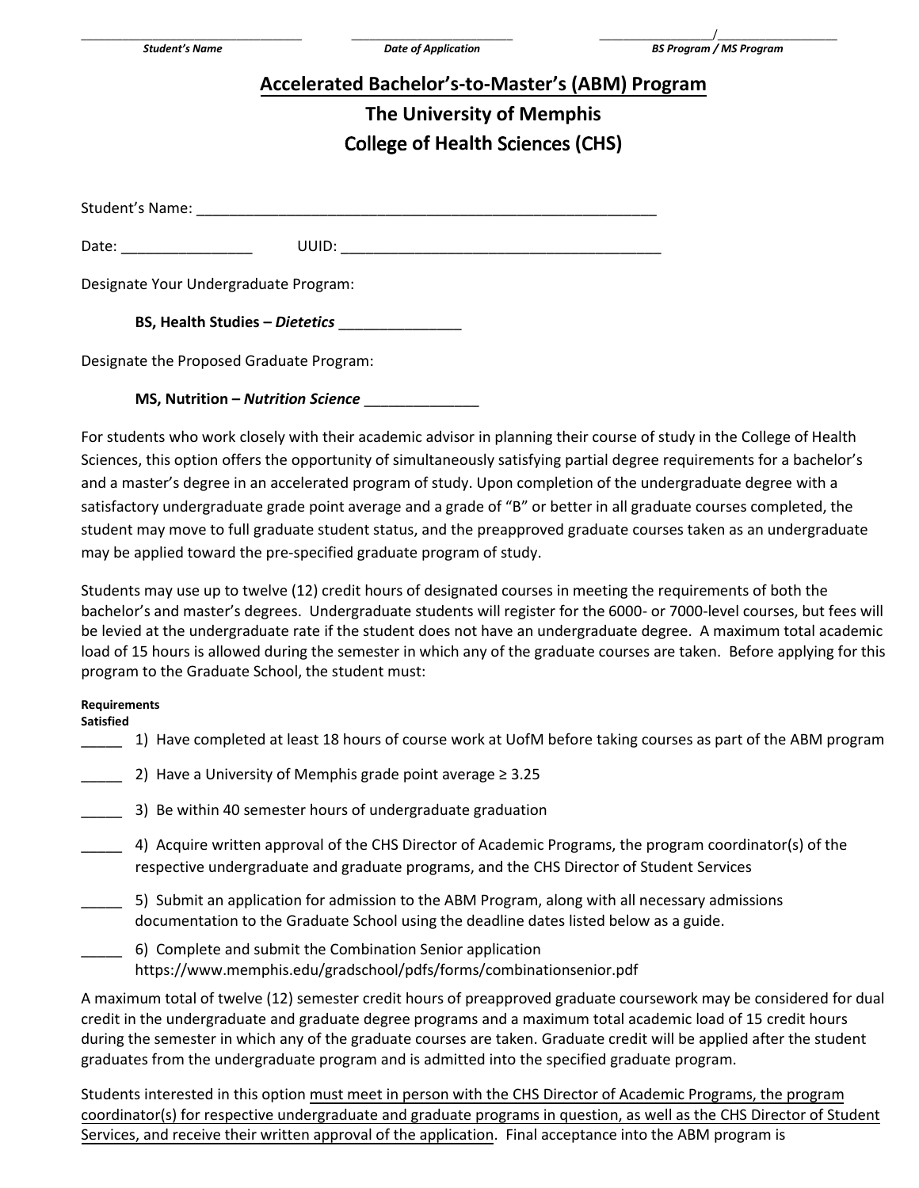_______________________________ _______________________ ________________/_________________

***Student's Name*** ***Date of Application*** ***BS Program / MS Program***

# Accelerated Bachelor's-to-Master's (ABM) Program

## The University of Memphis

## College of Health Sciences (CHS)

Student's Name: ___________________________________________________________

Date: ________________ UUID: ________________________________________

Designate Your Undergraduate Program:

**BS, Health Studies – *Dietetics*** _______________

Designate the Proposed Graduate Program:

**MS, Nutrition – *Nutrition Science*** ______________

For students who work closely with their academic advisor in planning their course of study in the College of Health Sciences, this option offers the opportunity of simultaneously satisfying partial degree requirements for a bachelor's and a master's degree in an accelerated program of study. Upon completion of the undergraduate degree with a satisfactory undergraduate grade point average and a grade of "B" or better in all graduate courses completed, the student may move to full graduate student status, and the preapproved graduate courses taken as an undergraduate may be applied toward the pre-specified graduate program of study.

Students may use up to twelve (12) credit hours of designated courses in meeting the requirements of both the bachelor's and master's degrees. Undergraduate students will register for the 6000- or 7000-level courses, but fees will be levied at the undergraduate rate if the student does not have an undergraduate degree. A maximum total academic load of 15 hours is allowed during the semester in which any of the graduate courses are taken. Before applying for this program to the Graduate School, the student must:

**Requirements Satisfied**

_____ 1) Have completed at least 18 hours of course work at UofM before taking courses as part of the ABM program

_____ 2) Have a University of Memphis grade point average ≥ 3.25

_____ 3) Be within 40 semester hours of undergraduate graduation

_____ 4) Acquire written approval of the CHS Director of Academic Programs, the program coordinator(s) of the respective undergraduate and graduate programs, and the CHS Director of Student Services

_____ 5) Submit an application for admission to the ABM Program, along with all necessary admissions documentation to the Graduate School using the deadline dates listed below as a guide.

_____ 6) Complete and submit the Combination Senior application https://www.memphis.edu/gradschool/pdfs/forms/combinationsenior.pdf

A maximum total of twelve (12) semester credit hours of preapproved graduate coursework may be considered for dual credit in the undergraduate and graduate degree programs and a maximum total academic load of 15 credit hours during the semester in which any of the graduate courses are taken. Graduate credit will be applied after the student graduates from the undergraduate program and is admitted into the specified graduate program.

Students interested in this option <u>must meet in person with the CHS Director of Academic Programs, the program coordinator(s) for respective undergraduate and graduate programs in question, as well as the CHS Director of Student Services, and receive their written approval of the application</u>. Final acceptance into the ABM program is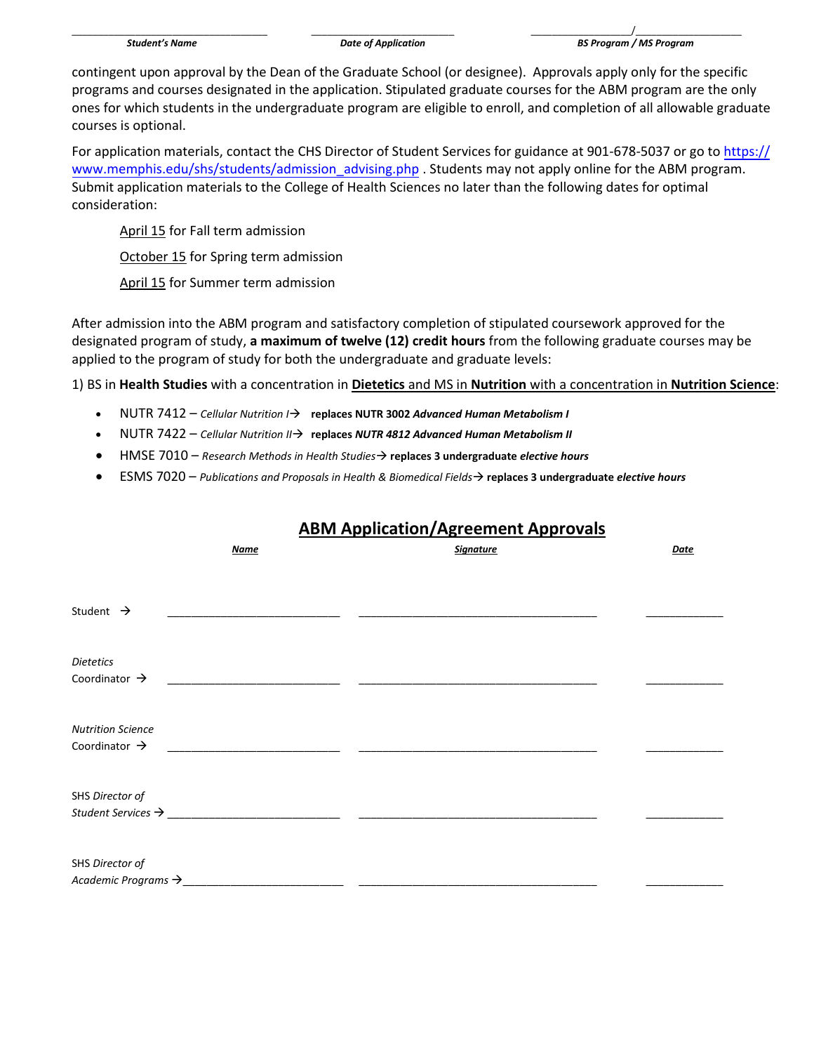_______________________________ _______________________ ________________/_________________

***Student's Name*** ***Date of Application*** ***BS Program / MS Program***

contingent upon approval by the Dean of the Graduate School (or designee). Approvals apply only for the specific programs and courses designated in the application. Stipulated graduate courses for the ABM program are the only ones for which students in the undergraduate program are eligible to enroll, and completion of all allowable graduate courses is optional.

For application materials, contact the CHS Director of Student Services for guidance at 901-678-5037 or go to https://www.memphis.edu/shs/students/admission_advising.php . Students may not apply online for the ABM program. Submit application materials to the College of Health Sciences no later than the following dates for optimal consideration:

April 15 for Fall term admission

October 15 for Spring term admission

April 15 for Summer term admission

After admission into the ABM program and satisfactory completion of stipulated coursework approved for the designated program of study, **a maximum of twelve (12) credit hours** from the following graduate courses may be applied to the program of study for both the undergraduate and graduate levels:

1) BS in **Health Studies** with a concentration in **Dietetics** and MS in **Nutrition** with a concentration in **Nutrition Science**:

- NUTR 7412 – *Cellular Nutrition I* → **replaces NUTR 3002** ***Advanced Human Metabolism I***
- NUTR 7422 – *Cellular Nutrition II* → **replaces** ***NUTR 4812 Advanced Human Metabolism II***
- HMSE 7010 – *Research Methods in Health Studies* → **replaces 3 undergraduate** ***elective hours***
- ESMS 7020 – *Publications and Proposals in Health & Biomedical Fields* → **replaces 3 undergraduate** ***elective hours***

## ABM Application/Agreement Approvals

| | *Name* | *Signature* | *Date* |
|---|---|---|---|
| Student → | ___________________________ | _______________________________________ | ____________ |
| *Dietetics* Coordinator → | ___________________________ | _______________________________________ | ____________ |
| *Nutrition Science* Coordinator → | ___________________________ | _______________________________________ | ____________ |
| SHS *Director of Student Services* → | ___________________________ | _______________________________________ | ____________ |
| SHS *Director of Academic Programs* → | ___________________________ | _______________________________________ | ____________ |